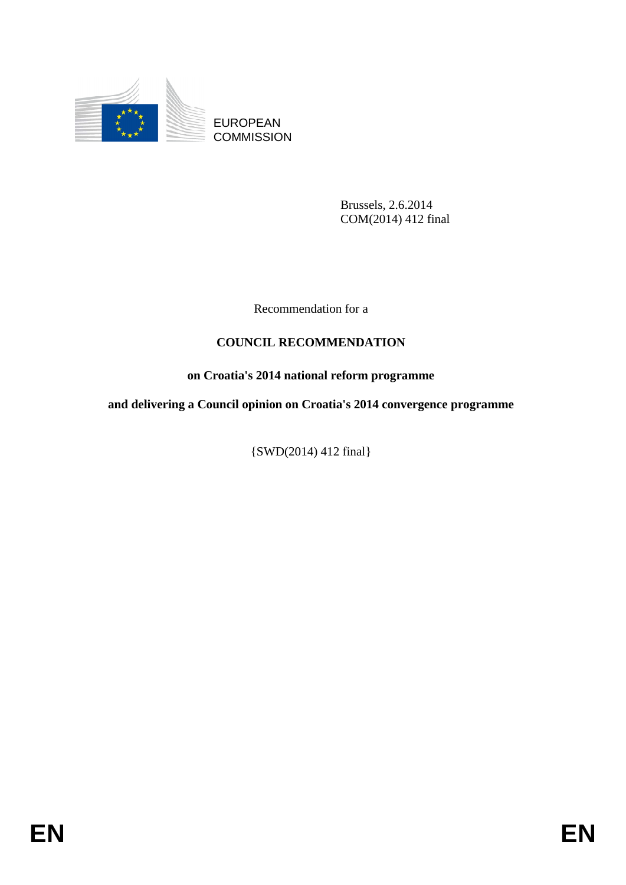EUROPEAN COMMISSION

Brussels, 2.6.2014
COM(2014) 412 final

Recommendation for a

# COUNCIL RECOMMENDATION

## on Croatia's 2014 national reform programme

## and delivering a Council opinion on Croatia's 2014 convergence programme

{SWD(2014) 412 final}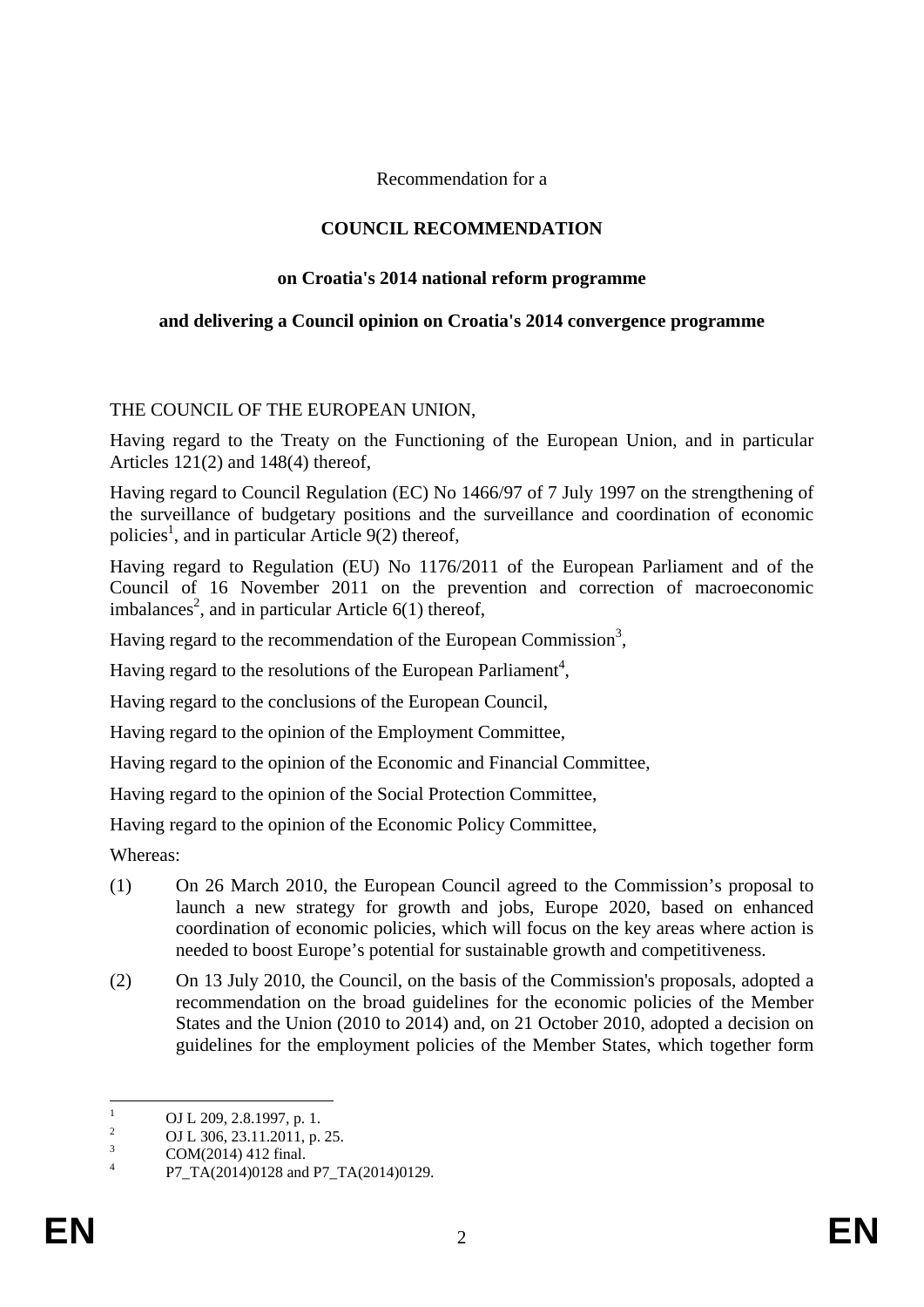Recommendation for a

**COUNCIL RECOMMENDATION**

**on Croatia's 2014 national reform programme**

**and delivering a Council opinion on Croatia's 2014 convergence programme**

THE COUNCIL OF THE EUROPEAN UNION,

Having regard to the Treaty on the Functioning of the European Union, and in particular Articles 121(2) and 148(4) thereof,

Having regard to Council Regulation (EC) No 1466/97 of 7 July 1997 on the strengthening of the surveillance of budgetary positions and the surveillance and coordination of economic policies[1], and in particular Article 9(2) thereof,

Having regard to Regulation (EU) No 1176/2011 of the European Parliament and of the Council of 16 November 2011 on the prevention and correction of macroeconomic imbalances[2], and in particular Article 6(1) thereof,

Having regard to the recommendation of the European Commission[3],

Having regard to the resolutions of the European Parliament[4],

Having regard to the conclusions of the European Council,

Having regard to the opinion of the Employment Committee,

Having regard to the opinion of the Economic and Financial Committee,

Having regard to the opinion of the Social Protection Committee,

Having regard to the opinion of the Economic Policy Committee,

Whereas:

(1) On 26 March 2010, the European Council agreed to the Commission’s proposal to launch a new strategy for growth and jobs, Europe 2020, based on enhanced coordination of economic policies, which will focus on the key areas where action is needed to boost Europe’s potential for sustainable growth and competitiveness.

(2) On 13 July 2010, the Council, on the basis of the Commission's proposals, adopted a recommendation on the broad guidelines for the economic policies of the Member States and the Union (2010 to 2014) and, on 21 October 2010, adopted a decision on guidelines for the employment policies of the Member States, which together form

---

[1] OJ L 209, 2.8.1997, p. 1.

[2] OJ L 306, 23.11.2011, p. 25.

[3] COM(2014) 412 final.

[4] P7_TA(2014)0128 and P7_TA(2014)0129.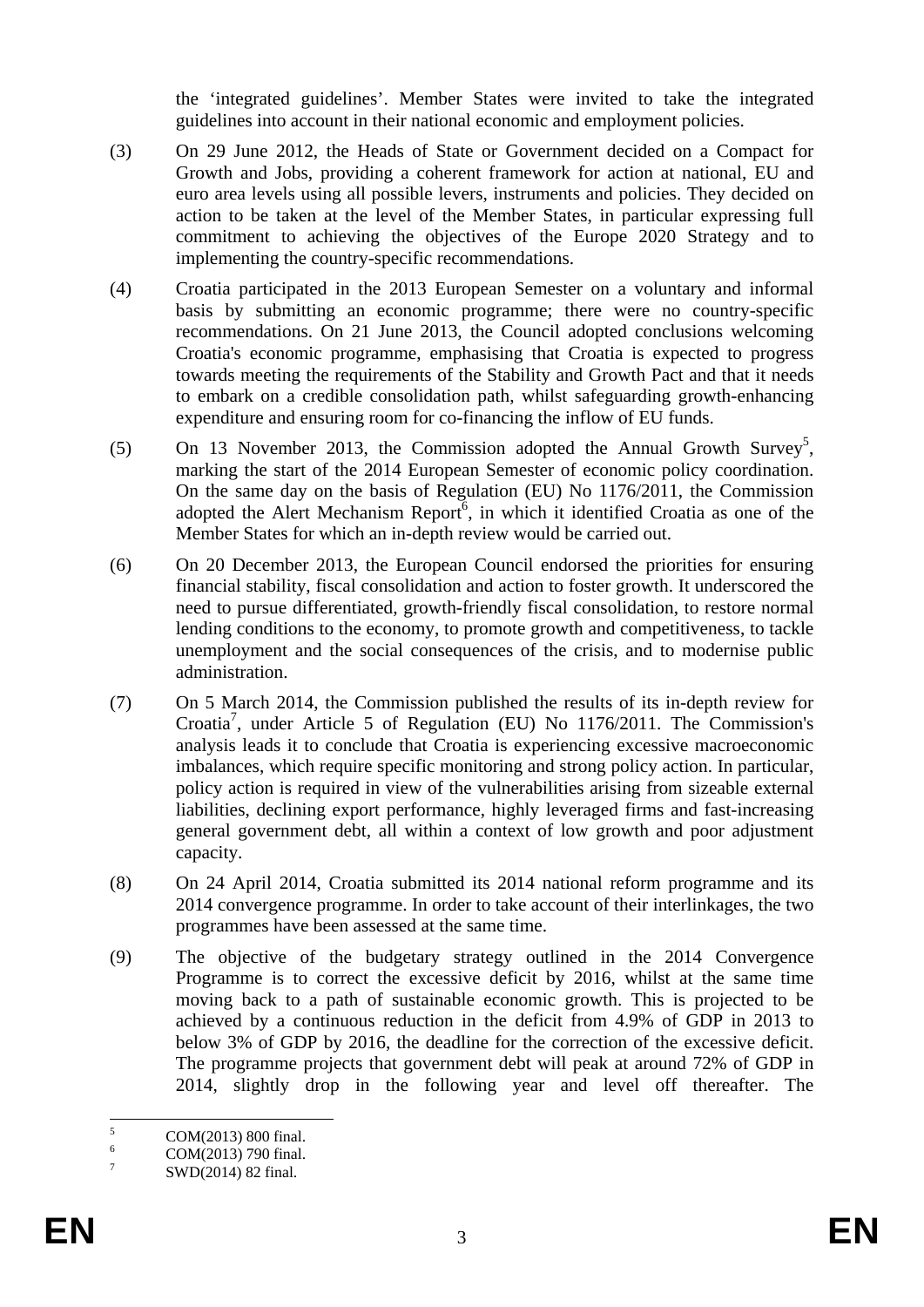the 'integrated guidelines'. Member States were invited to take the integrated guidelines into account in their national economic and employment policies.

(3) On 29 June 2012, the Heads of State or Government decided on a Compact for Growth and Jobs, providing a coherent framework for action at national, EU and euro area levels using all possible levers, instruments and policies. They decided on action to be taken at the level of the Member States, in particular expressing full commitment to achieving the objectives of the Europe 2020 Strategy and to implementing the country-specific recommendations.

(4) Croatia participated in the 2013 European Semester on a voluntary and informal basis by submitting an economic programme; there were no country-specific recommendations. On 21 June 2013, the Council adopted conclusions welcoming Croatia's economic programme, emphasising that Croatia is expected to progress towards meeting the requirements of the Stability and Growth Pact and that it needs to embark on a credible consolidation path, whilst safeguarding growth-enhancing expenditure and ensuring room for co-financing the inflow of EU funds.

(5) On 13 November 2013, the Commission adopted the Annual Growth Survey[5], marking the start of the 2014 European Semester of economic policy coordination. On the same day on the basis of Regulation (EU) No 1176/2011, the Commission adopted the Alert Mechanism Report[6], in which it identified Croatia as one of the Member States for which an in-depth review would be carried out.

(6) On 20 December 2013, the European Council endorsed the priorities for ensuring financial stability, fiscal consolidation and action to foster growth. It underscored the need to pursue differentiated, growth-friendly fiscal consolidation, to restore normal lending conditions to the economy, to promote growth and competitiveness, to tackle unemployment and the social consequences of the crisis, and to modernise public administration.

(7) On 5 March 2014, the Commission published the results of its in-depth review for Croatia[7], under Article 5 of Regulation (EU) No 1176/2011. The Commission's analysis leads it to conclude that Croatia is experiencing excessive macroeconomic imbalances, which require specific monitoring and strong policy action. In particular, policy action is required in view of the vulnerabilities arising from sizeable external liabilities, declining export performance, highly leveraged firms and fast-increasing general government debt, all within a context of low growth and poor adjustment capacity.

(8) On 24 April 2014, Croatia submitted its 2014 national reform programme and its 2014 convergence programme. In order to take account of their interlinkages, the two programmes have been assessed at the same time.

(9) The objective of the budgetary strategy outlined in the 2014 Convergence Programme is to correct the excessive deficit by 2016, whilst at the same time moving back to a path of sustainable economic growth. This is projected to be achieved by a continuous reduction in the deficit from 4.9% of GDP in 2013 to below 3% of GDP by 2016, the deadline for the correction of the excessive deficit. The programme projects that government debt will peak at around 72% of GDP in 2014, slightly drop in the following year and level off thereafter. The

---

[5] COM(2013) 800 final.

[6] COM(2013) 790 final.

[7] SWD(2014) 82 final.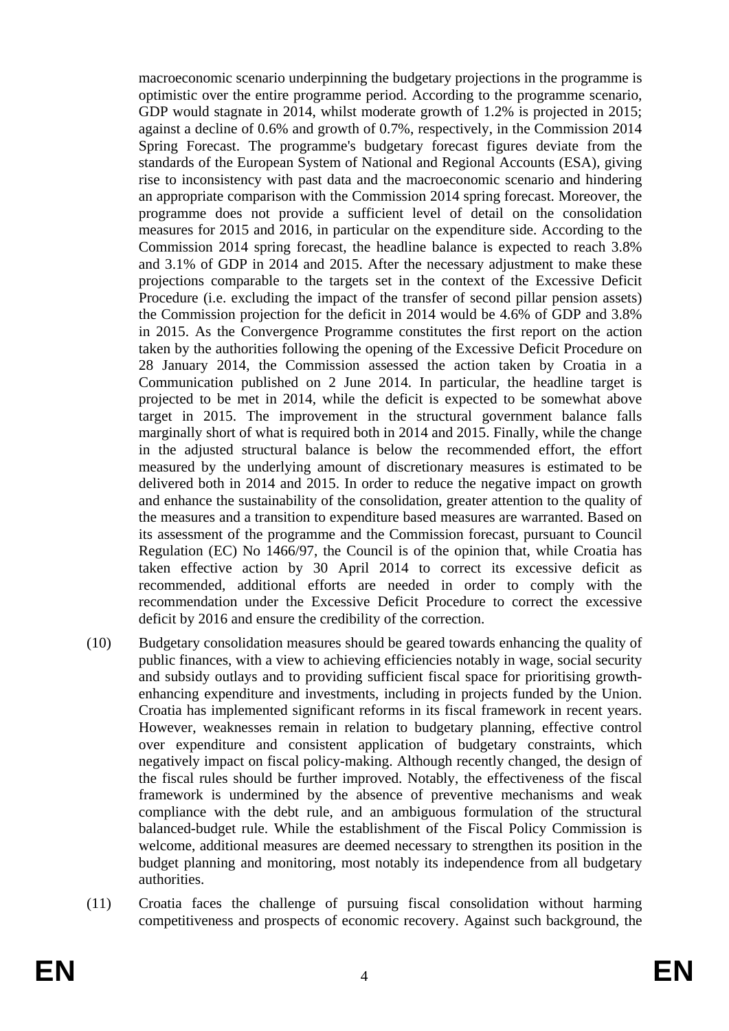macroeconomic scenario underpinning the budgetary projections in the programme is optimistic over the entire programme period. According to the programme scenario, GDP would stagnate in 2014, whilst moderate growth of 1.2% is projected in 2015; against a decline of 0.6% and growth of 0.7%, respectively, in the Commission 2014 Spring Forecast. The programme's budgetary forecast figures deviate from the standards of the European System of National and Regional Accounts (ESA), giving rise to inconsistency with past data and the macroeconomic scenario and hindering an appropriate comparison with the Commission 2014 spring forecast. Moreover, the programme does not provide a sufficient level of detail on the consolidation measures for 2015 and 2016, in particular on the expenditure side. According to the Commission 2014 spring forecast, the headline balance is expected to reach 3.8% and 3.1% of GDP in 2014 and 2015. After the necessary adjustment to make these projections comparable to the targets set in the context of the Excessive Deficit Procedure (i.e. excluding the impact of the transfer of second pillar pension assets) the Commission projection for the deficit in 2014 would be 4.6% of GDP and 3.8% in 2015. As the Convergence Programme constitutes the first report on the action taken by the authorities following the opening of the Excessive Deficit Procedure on 28 January 2014, the Commission assessed the action taken by Croatia in a Communication published on 2 June 2014. In particular, the headline target is projected to be met in 2014, while the deficit is expected to be somewhat above target in 2015. The improvement in the structural government balance falls marginally short of what is required both in 2014 and 2015. Finally, while the change in the adjusted structural balance is below the recommended effort, the effort measured by the underlying amount of discretionary measures is estimated to be delivered both in 2014 and 2015. In order to reduce the negative impact on growth and enhance the sustainability of the consolidation, greater attention to the quality of the measures and a transition to expenditure based measures are warranted. Based on its assessment of the programme and the Commission forecast, pursuant to Council Regulation (EC) No 1466/97, the Council is of the opinion that, while Croatia has taken effective action by 30 April 2014 to correct its excessive deficit as recommended, additional efforts are needed in order to comply with the recommendation under the Excessive Deficit Procedure to correct the excessive deficit by 2016 and ensure the credibility of the correction.

(10) Budgetary consolidation measures should be geared towards enhancing the quality of public finances, with a view to achieving efficiencies notably in wage, social security and subsidy outlays and to providing sufficient fiscal space for prioritising growth-enhancing expenditure and investments, including in projects funded by the Union. Croatia has implemented significant reforms in its fiscal framework in recent years. However, weaknesses remain in relation to budgetary planning, effective control over expenditure and consistent application of budgetary constraints, which negatively impact on fiscal policy-making. Although recently changed, the design of the fiscal rules should be further improved. Notably, the effectiveness of the fiscal framework is undermined by the absence of preventive mechanisms and weak compliance with the debt rule, and an ambiguous formulation of the structural balanced-budget rule. While the establishment of the Fiscal Policy Commission is welcome, additional measures are deemed necessary to strengthen its position in the budget planning and monitoring, most notably its independence from all budgetary authorities.

(11) Croatia faces the challenge of pursuing fiscal consolidation without harming competitiveness and prospects of economic recovery. Against such background, the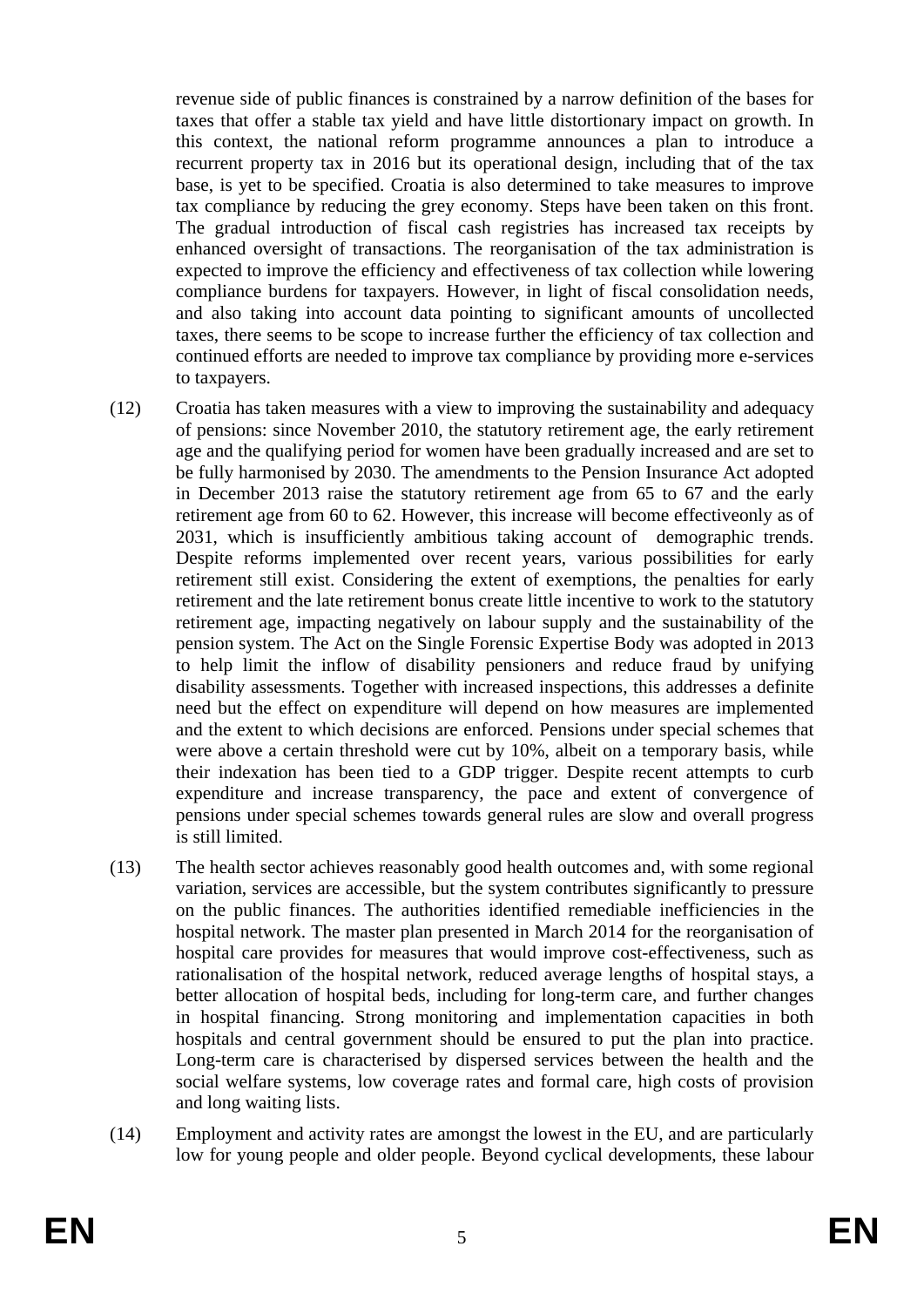revenue side of public finances is constrained by a narrow definition of the bases for taxes that offer a stable tax yield and have little distortionary impact on growth. In this context, the national reform programme announces a plan to introduce a recurrent property tax in 2016 but its operational design, including that of the tax base, is yet to be specified. Croatia is also determined to take measures to improve tax compliance by reducing the grey economy. Steps have been taken on this front. The gradual introduction of fiscal cash registries has increased tax receipts by enhanced oversight of transactions. The reorganisation of the tax administration is expected to improve the efficiency and effectiveness of tax collection while lowering compliance burdens for taxpayers. However, in light of fiscal consolidation needs, and also taking into account data pointing to significant amounts of uncollected taxes, there seems to be scope to increase further the efficiency of tax collection and continued efforts are needed to improve tax compliance by providing more e-services to taxpayers.

(12) Croatia has taken measures with a view to improving the sustainability and adequacy of pensions: since November 2010, the statutory retirement age, the early retirement age and the qualifying period for women have been gradually increased and are set to be fully harmonised by 2030. The amendments to the Pension Insurance Act adopted in December 2013 raise the statutory retirement age from 65 to 67 and the early retirement age from 60 to 62. However, this increase will become effectiveonly as of 2031, which is insufficiently ambitious taking account of demographic trends. Despite reforms implemented over recent years, various possibilities for early retirement still exist. Considering the extent of exemptions, the penalties for early retirement and the late retirement bonus create little incentive to work to the statutory retirement age, impacting negatively on labour supply and the sustainability of the pension system. The Act on the Single Forensic Expertise Body was adopted in 2013 to help limit the inflow of disability pensioners and reduce fraud by unifying disability assessments. Together with increased inspections, this addresses a definite need but the effect on expenditure will depend on how measures are implemented and the extent to which decisions are enforced. Pensions under special schemes that were above a certain threshold were cut by 10%, albeit on a temporary basis, while their indexation has been tied to a GDP trigger. Despite recent attempts to curb expenditure and increase transparency, the pace and extent of convergence of pensions under special schemes towards general rules are slow and overall progress is still limited.

(13) The health sector achieves reasonably good health outcomes and, with some regional variation, services are accessible, but the system contributes significantly to pressure on the public finances. The authorities identified remediable inefficiencies in the hospital network. The master plan presented in March 2014 for the reorganisation of hospital care provides for measures that would improve cost-effectiveness, such as rationalisation of the hospital network, reduced average lengths of hospital stays, a better allocation of hospital beds, including for long-term care, and further changes in hospital financing. Strong monitoring and implementation capacities in both hospitals and central government should be ensured to put the plan into practice. Long-term care is characterised by dispersed services between the health and the social welfare systems, low coverage rates and formal care, high costs of provision and long waiting lists.

(14) Employment and activity rates are amongst the lowest in the EU, and are particularly low for young people and older people. Beyond cyclical developments, these labour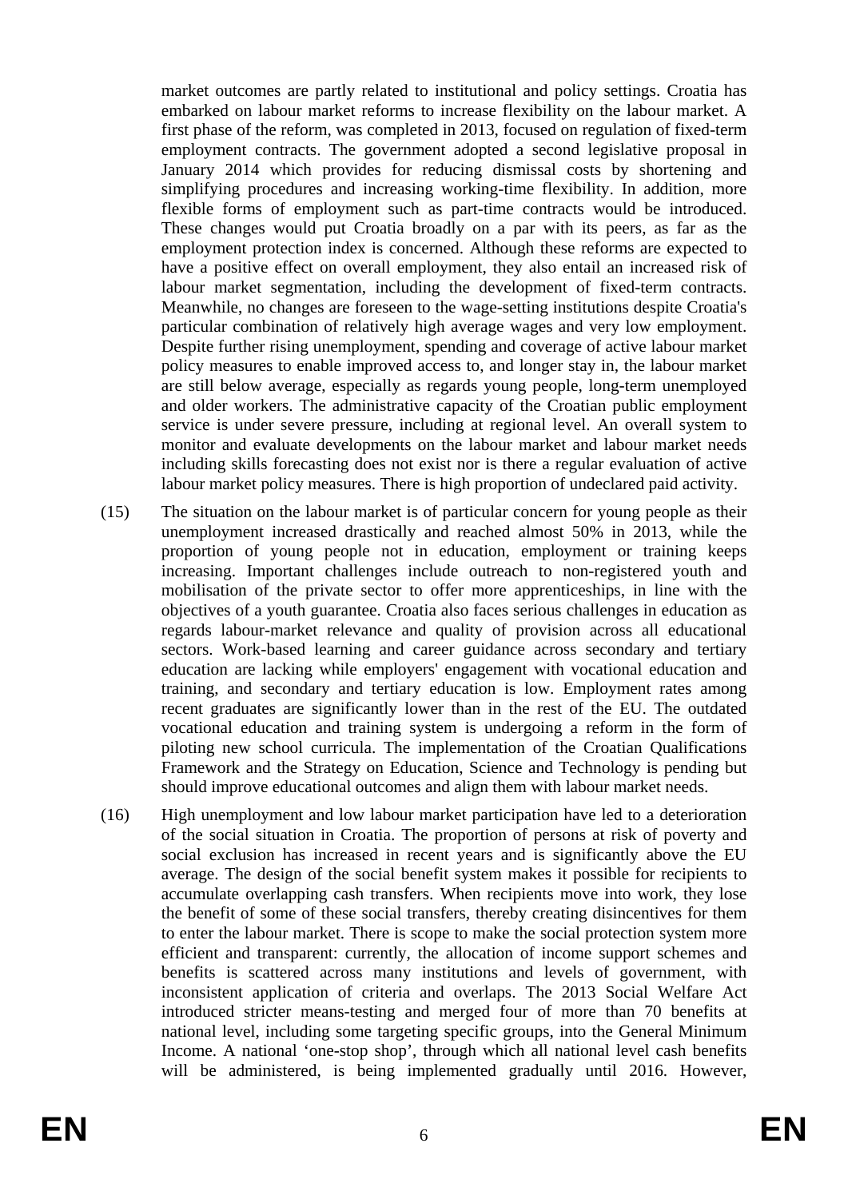market outcomes are partly related to institutional and policy settings. Croatia has embarked on labour market reforms to increase flexibility on the labour market. A first phase of the reform, was completed in 2013, focused on regulation of fixed-term employment contracts. The government adopted a second legislative proposal in January 2014 which provides for reducing dismissal costs by shortening and simplifying procedures and increasing working-time flexibility. In addition, more flexible forms of employment such as part-time contracts would be introduced. These changes would put Croatia broadly on a par with its peers, as far as the employment protection index is concerned. Although these reforms are expected to have a positive effect on overall employment, they also entail an increased risk of labour market segmentation, including the development of fixed-term contracts. Meanwhile, no changes are foreseen to the wage-setting institutions despite Croatia's particular combination of relatively high average wages and very low employment. Despite further rising unemployment, spending and coverage of active labour market policy measures to enable improved access to, and longer stay in, the labour market are still below average, especially as regards young people, long-term unemployed and older workers. The administrative capacity of the Croatian public employment service is under severe pressure, including at regional level. An overall system to monitor and evaluate developments on the labour market and labour market needs including skills forecasting does not exist nor is there a regular evaluation of active labour market policy measures. There is high proportion of undeclared paid activity.

(15) The situation on the labour market is of particular concern for young people as their unemployment increased drastically and reached almost 50% in 2013, while the proportion of young people not in education, employment or training keeps increasing. Important challenges include outreach to non-registered youth and mobilisation of the private sector to offer more apprenticeships, in line with the objectives of a youth guarantee. Croatia also faces serious challenges in education as regards labour-market relevance and quality of provision across all educational sectors. Work-based learning and career guidance across secondary and tertiary education are lacking while employers' engagement with vocational education and training, and secondary and tertiary education is low. Employment rates among recent graduates are significantly lower than in the rest of the EU. The outdated vocational education and training system is undergoing a reform in the form of piloting new school curricula. The implementation of the Croatian Qualifications Framework and the Strategy on Education, Science and Technology is pending but should improve educational outcomes and align them with labour market needs.

(16) High unemployment and low labour market participation have led to a deterioration of the social situation in Croatia. The proportion of persons at risk of poverty and social exclusion has increased in recent years and is significantly above the EU average. The design of the social benefit system makes it possible for recipients to accumulate overlapping cash transfers. When recipients move into work, they lose the benefit of some of these social transfers, thereby creating disincentives for them to enter the labour market. There is scope to make the social protection system more efficient and transparent: currently, the allocation of income support schemes and benefits is scattered across many institutions and levels of government, with inconsistent application of criteria and overlaps. The 2013 Social Welfare Act introduced stricter means-testing and merged four of more than 70 benefits at national level, including some targeting specific groups, into the General Minimum Income. A national 'one-stop shop', through which all national level cash benefits will be administered, is being implemented gradually until 2016. However,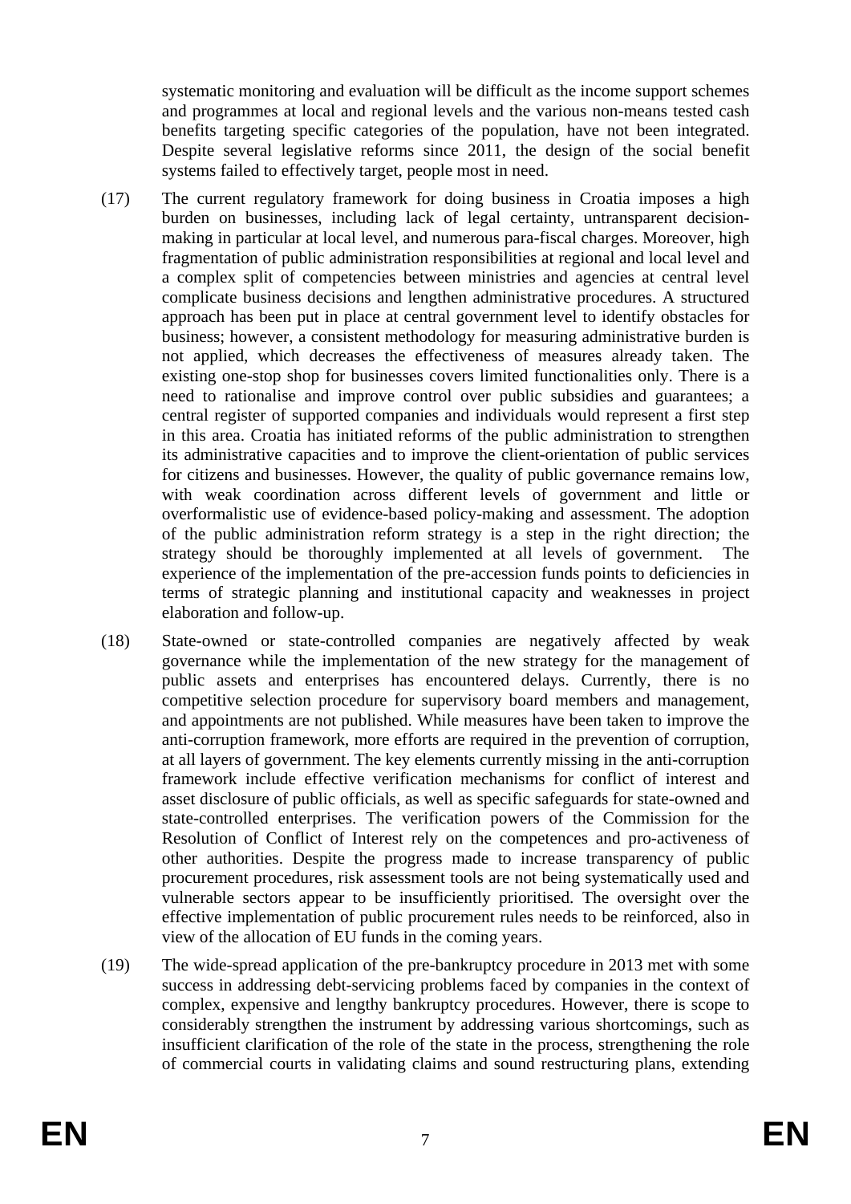systematic monitoring and evaluation will be difficult as the income support schemes and programmes at local and regional levels and the various non-means tested cash benefits targeting specific categories of the population, have not been integrated. Despite several legislative reforms since 2011, the design of the social benefit systems failed to effectively target, people most in need.

(17) The current regulatory framework for doing business in Croatia imposes a high burden on businesses, including lack of legal certainty, untransparent decision-making in particular at local level, and numerous para-fiscal charges. Moreover, high fragmentation of public administration responsibilities at regional and local level and a complex split of competencies between ministries and agencies at central level complicate business decisions and lengthen administrative procedures. A structured approach has been put in place at central government level to identify obstacles for business; however, a consistent methodology for measuring administrative burden is not applied, which decreases the effectiveness of measures already taken. The existing one-stop shop for businesses covers limited functionalities only. There is a need to rationalise and improve control over public subsidies and guarantees; a central register of supported companies and individuals would represent a first step in this area. Croatia has initiated reforms of the public administration to strengthen its administrative capacities and to improve the client-orientation of public services for citizens and businesses. However, the quality of public governance remains low, with weak coordination across different levels of government and little or overformalistic use of evidence-based policy-making and assessment. The adoption of the public administration reform strategy is a step in the right direction; the strategy should be thoroughly implemented at all levels of government. The experience of the implementation of the pre-accession funds points to deficiencies in terms of strategic planning and institutional capacity and weaknesses in project elaboration and follow-up.

(18) State-owned or state-controlled companies are negatively affected by weak governance while the implementation of the new strategy for the management of public assets and enterprises has encountered delays. Currently, there is no competitive selection procedure for supervisory board members and management, and appointments are not published. While measures have been taken to improve the anti-corruption framework, more efforts are required in the prevention of corruption, at all layers of government. The key elements currently missing in the anti-corruption framework include effective verification mechanisms for conflict of interest and asset disclosure of public officials, as well as specific safeguards for state-owned and state-controlled enterprises. The verification powers of the Commission for the Resolution of Conflict of Interest rely on the competences and pro-activeness of other authorities. Despite the progress made to increase transparency of public procurement procedures, risk assessment tools are not being systematically used and vulnerable sectors appear to be insufficiently prioritised. The oversight over the effective implementation of public procurement rules needs to be reinforced, also in view of the allocation of EU funds in the coming years.

(19) The wide-spread application of the pre-bankruptcy procedure in 2013 met with some success in addressing debt-servicing problems faced by companies in the context of complex, expensive and lengthy bankruptcy procedures. However, there is scope to considerably strengthen the instrument by addressing various shortcomings, such as insufficient clarification of the role of the state in the process, strengthening the role of commercial courts in validating claims and sound restructuring plans, extending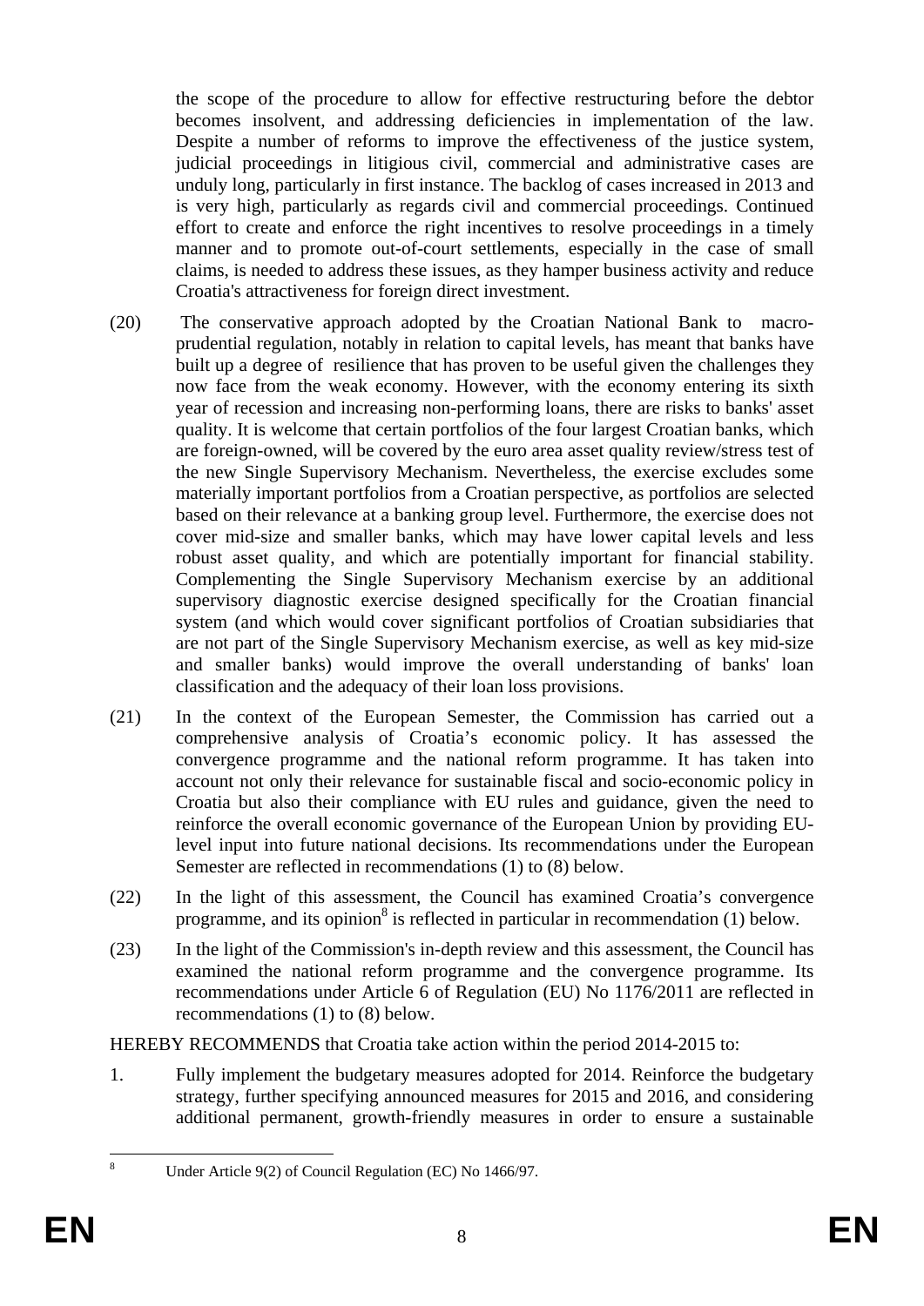the scope of the procedure to allow for effective restructuring before the debtor becomes insolvent, and addressing deficiencies in implementation of the law. Despite a number of reforms to improve the effectiveness of the justice system, judicial proceedings in litigious civil, commercial and administrative cases are unduly long, particularly in first instance. The backlog of cases increased in 2013 and is very high, particularly as regards civil and commercial proceedings. Continued effort to create and enforce the right incentives to resolve proceedings in a timely manner and to promote out-of-court settlements, especially in the case of small claims, is needed to address these issues, as they hamper business activity and reduce Croatia's attractiveness for foreign direct investment.

(20) The conservative approach adopted by the Croatian National Bank to macro-prudential regulation, notably in relation to capital levels, has meant that banks have built up a degree of resilience that has proven to be useful given the challenges they now face from the weak economy. However, with the economy entering its sixth year of recession and increasing non-performing loans, there are risks to banks' asset quality. It is welcome that certain portfolios of the four largest Croatian banks, which are foreign-owned, will be covered by the euro area asset quality review/stress test of the new Single Supervisory Mechanism. Nevertheless, the exercise excludes some materially important portfolios from a Croatian perspective, as portfolios are selected based on their relevance at a banking group level. Furthermore, the exercise does not cover mid-size and smaller banks, which may have lower capital levels and less robust asset quality, and which are potentially important for financial stability. Complementing the Single Supervisory Mechanism exercise by an additional supervisory diagnostic exercise designed specifically for the Croatian financial system (and which would cover significant portfolios of Croatian subsidiaries that are not part of the Single Supervisory Mechanism exercise, as well as key mid-size and smaller banks) would improve the overall understanding of banks' loan classification and the adequacy of their loan loss provisions.

(21) In the context of the European Semester, the Commission has carried out a comprehensive analysis of Croatia's economic policy. It has assessed the convergence programme and the national reform programme. It has taken into account not only their relevance for sustainable fiscal and socio-economic policy in Croatia but also their compliance with EU rules and guidance, given the need to reinforce the overall economic governance of the European Union by providing EU-level input into future national decisions. Its recommendations under the European Semester are reflected in recommendations (1) to (8) below.

(22) In the light of this assessment, the Council has examined Croatia's convergence programme, and its opinion[8] is reflected in particular in recommendation (1) below.

(23) In the light of the Commission's in-depth review and this assessment, the Council has examined the national reform programme and the convergence programme. Its recommendations under Article 6 of Regulation (EU) No 1176/2011 are reflected in recommendations (1) to (8) below.

HEREBY RECOMMENDS that Croatia take action within the period 2014-2015 to:

1. Fully implement the budgetary measures adopted for 2014. Reinforce the budgetary strategy, further specifying announced measures for 2015 and 2016, and considering additional permanent, growth-friendly measures in order to ensure a sustainable

[8] Under Article 9(2) of Council Regulation (EC) No 1466/97.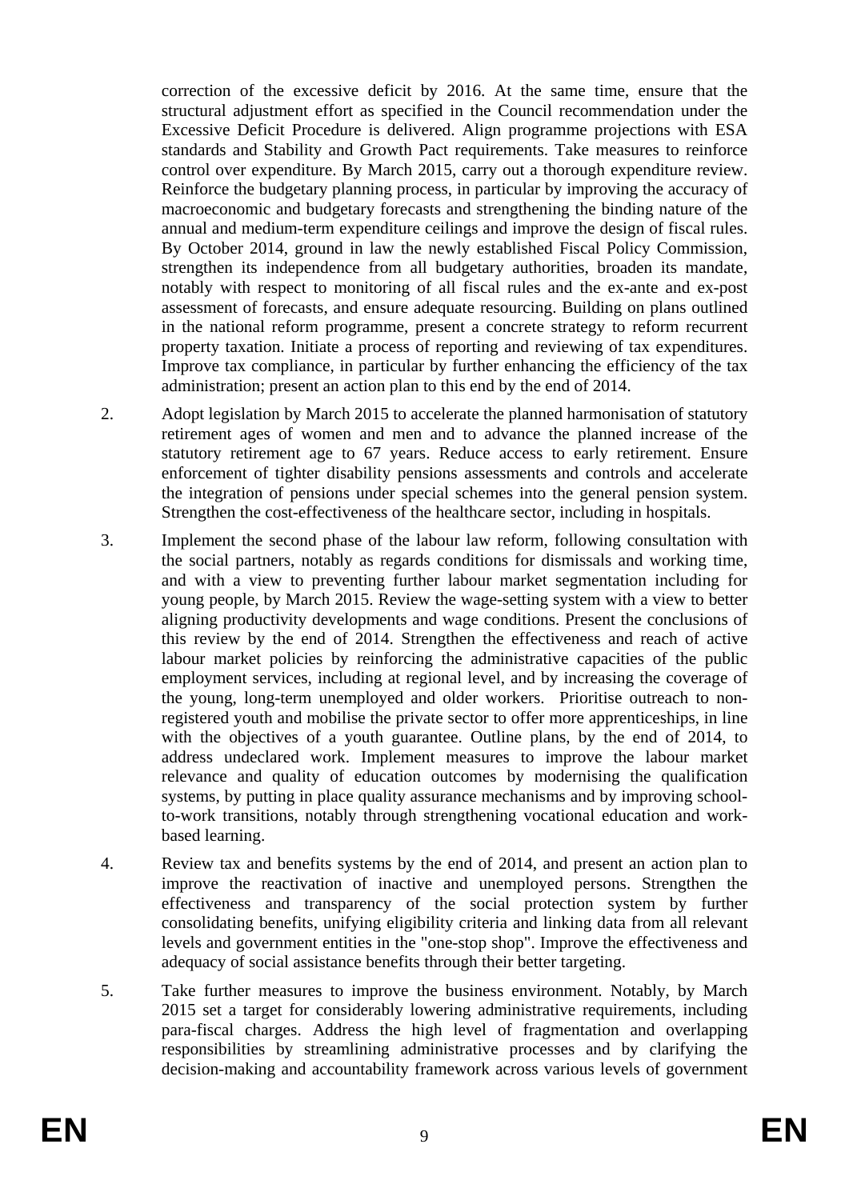correction of the excessive deficit by 2016. At the same time, ensure that the structural adjustment effort as specified in the Council recommendation under the Excessive Deficit Procedure is delivered. Align programme projections with ESA standards and Stability and Growth Pact requirements. Take measures to reinforce control over expenditure. By March 2015, carry out a thorough expenditure review. Reinforce the budgetary planning process, in particular by improving the accuracy of macroeconomic and budgetary forecasts and strengthening the binding nature of the annual and medium-term expenditure ceilings and improve the design of fiscal rules. By October 2014, ground in law the newly established Fiscal Policy Commission, strengthen its independence from all budgetary authorities, broaden its mandate, notably with respect to monitoring of all fiscal rules and the ex-ante and ex-post assessment of forecasts, and ensure adequate resourcing. Building on plans outlined in the national reform programme, present a concrete strategy to reform recurrent property taxation. Initiate a process of reporting and reviewing of tax expenditures. Improve tax compliance, in particular by further enhancing the efficiency of the tax administration; present an action plan to this end by the end of 2014.

2. Adopt legislation by March 2015 to accelerate the planned harmonisation of statutory retirement ages of women and men and to advance the planned increase of the statutory retirement age to 67 years. Reduce access to early retirement. Ensure enforcement of tighter disability pensions assessments and controls and accelerate the integration of pensions under special schemes into the general pension system. Strengthen the cost-effectiveness of the healthcare sector, including in hospitals.

3. Implement the second phase of the labour law reform, following consultation with the social partners, notably as regards conditions for dismissals and working time, and with a view to preventing further labour market segmentation including for young people, by March 2015. Review the wage-setting system with a view to better aligning productivity developments and wage conditions. Present the conclusions of this review by the end of 2014. Strengthen the effectiveness and reach of active labour market policies by reinforcing the administrative capacities of the public employment services, including at regional level, and by increasing the coverage of the young, long-term unemployed and older workers. Prioritise outreach to non-registered youth and mobilise the private sector to offer more apprenticeships, in line with the objectives of a youth guarantee. Outline plans, by the end of 2014, to address undeclared work. Implement measures to improve the labour market relevance and quality of education outcomes by modernising the qualification systems, by putting in place quality assurance mechanisms and by improving school-to-work transitions, notably through strengthening vocational education and work-based learning.

4. Review tax and benefits systems by the end of 2014, and present an action plan to improve the reactivation of inactive and unemployed persons. Strengthen the effectiveness and transparency of the social protection system by further consolidating benefits, unifying eligibility criteria and linking data from all relevant levels and government entities in the "one-stop shop". Improve the effectiveness and adequacy of social assistance benefits through their better targeting.

5. Take further measures to improve the business environment. Notably, by March 2015 set a target for considerably lowering administrative requirements, including para-fiscal charges. Address the high level of fragmentation and overlapping responsibilities by streamlining administrative processes and by clarifying the decision-making and accountability framework across various levels of government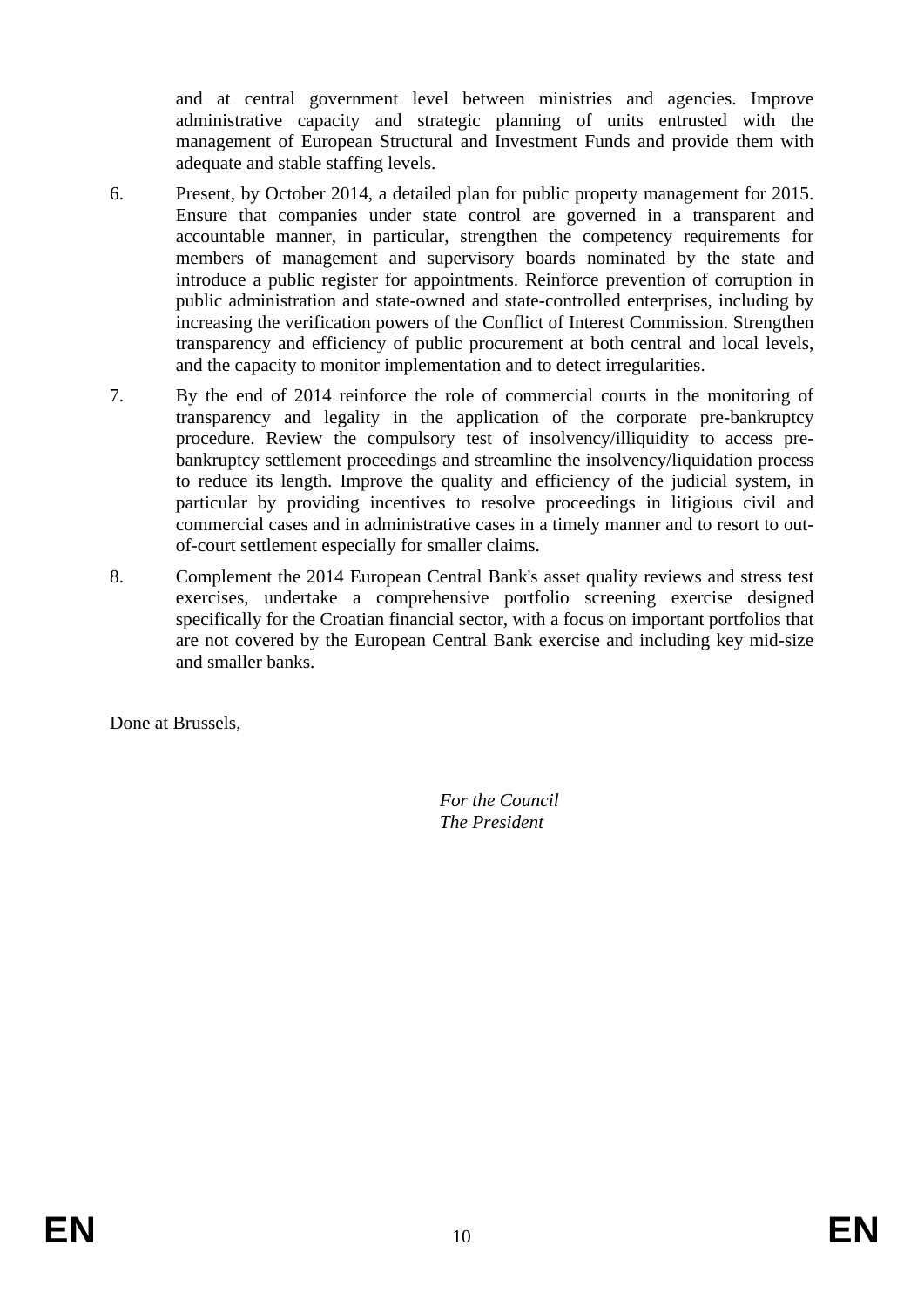and at central government level between ministries and agencies. Improve administrative capacity and strategic planning of units entrusted with the management of European Structural and Investment Funds and provide them with adequate and stable staffing levels.

6. Present, by October 2014, a detailed plan for public property management for 2015. Ensure that companies under state control are governed in a transparent and accountable manner, in particular, strengthen the competency requirements for members of management and supervisory boards nominated by the state and introduce a public register for appointments. Reinforce prevention of corruption in public administration and state-owned and state-controlled enterprises, including by increasing the verification powers of the Conflict of Interest Commission. Strengthen transparency and efficiency of public procurement at both central and local levels, and the capacity to monitor implementation and to detect irregularities.

7. By the end of 2014 reinforce the role of commercial courts in the monitoring of transparency and legality in the application of the corporate pre-bankruptcy procedure. Review the compulsory test of insolvency/illiquidity to access pre-bankruptcy settlement proceedings and streamline the insolvency/liquidation process to reduce its length. Improve the quality and efficiency of the judicial system, in particular by providing incentives to resolve proceedings in litigious civil and commercial cases and in administrative cases in a timely manner and to resort to out-of-court settlement especially for smaller claims.

8. Complement the 2014 European Central Bank's asset quality reviews and stress test exercises, undertake a comprehensive portfolio screening exercise designed specifically for the Croatian financial sector, with a focus on important portfolios that are not covered by the European Central Bank exercise and including key mid-size and smaller banks.

Done at Brussels,

*For the Council*
*The President*